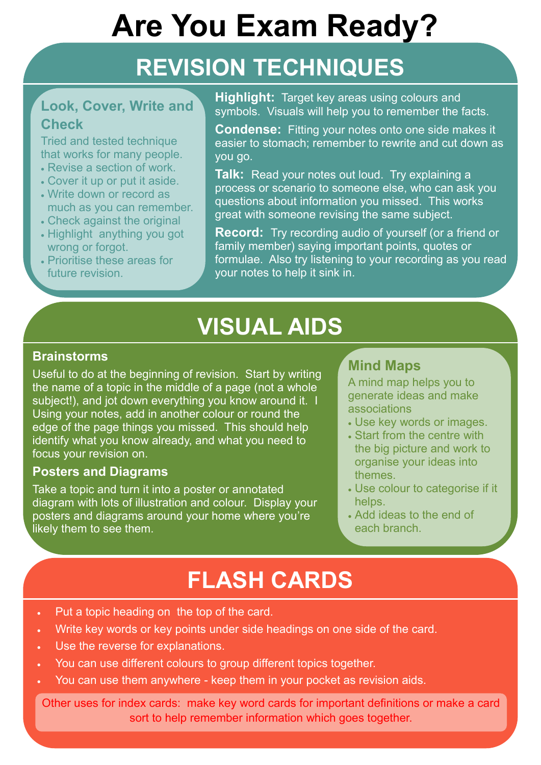# Are You Exam Ready?

## REVISION TECHNIQUES

### Look, Cover, Write and Check

Tried and tested technique that works for many people.

- Revise a section of work.
- Cover it up or put it aside.
- Write down or record as much as you can remember.
- Check against the original
- Highlight anything you got wrong or forgot.
- Prioritise these areas for future revision.

**Highlight:** Target key areas using colours and symbols. Visuals will help you to remember the facts.

**Condense:** Fitting your notes onto one side makes it easier to stomach; remember to rewrite and cut down as you go.

**Talk:** Read your notes out loud. Try explaining a process or scenario to someone else, who can ask you questions about information you missed. This works great with someone revising the same subject.

**Record:** Try recording audio of yourself (or a friend or family member) saying important points, quotes or formulae. Also try listening to your recording as you read your notes to help it sink in.

## VISUAL AIDS

### Brainstorms

Useful to do at the beginning of revision. Start by writing the name of a topic in the middle of a page (not a whole subject!), and jot down everything you know around it. I Using your notes, add in another colour or round the edge of the page things you missed. This should help identify what you know already, and what you need to focus your revision on.

### Posters and Diagrams

Take a topic and turn it into a poster or annotated diagram with lots of illustration and colour. Display your posters and diagrams around your home where you're likely them to see them.

### Mind Maps

A mind map helps you to generate ideas and make associations

- Use key words or images.
- Start from the centre with the big picture and work to organise your ideas into themes.
- Use colour to categorise if it helps.
- Add ideas to the end of each branch.

## FLASH CARDS

- Put a topic heading on the top of the card.
- Write key words or key points under side headings on one side of the card.
- Use the reverse for explanations.
- You can use different colours to group different topics together.
- You can use them anywhere - keep them in your pocket as revision aids.

Other uses for index cards: make key word cards for important definitions or make a card sort to help remember information which goes together.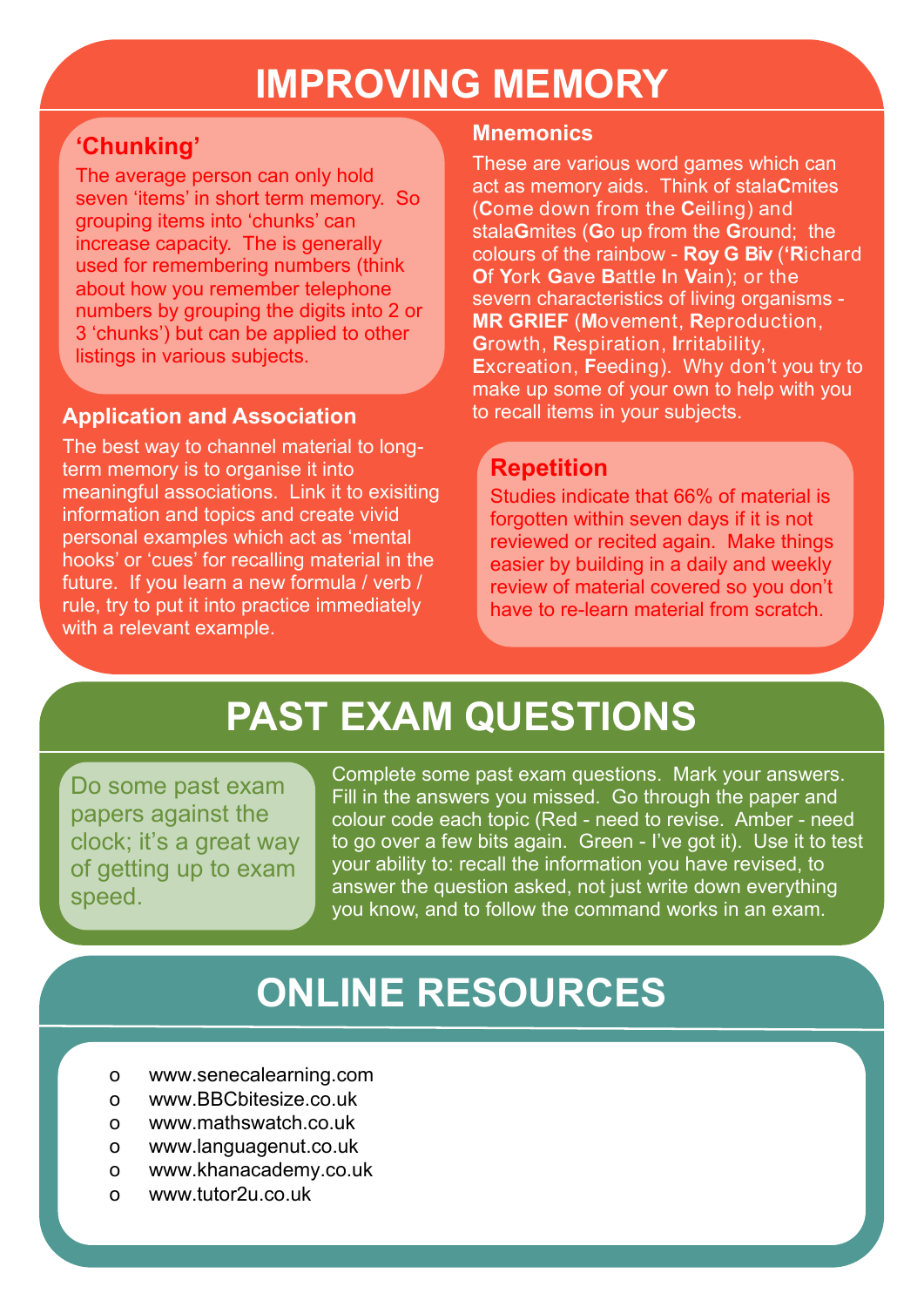# IMPROVING MEMORY

### 'Chunking'

The average person can only hold seven 'items' in short term memory. So grouping items into 'chunks' can increase capacity. The is generally used for remembering numbers (think about how you remember telephone numbers by grouping the digits into 2 or 3 'chunks') but can be applied to other listings in various subjects.

### Application and Association

The best way to channel material to long-term memory is to organise it into meaningful associations. Link it to exisiting information and topics and create vivid personal examples which act as 'mental hooks' or 'cues' for recalling material in the future. If you learn a new formula / verb / rule, try to put it into practice immediately with a relevant example.

### Mnemonics

These are various word games which can act as memory aids. Think of stala**C**mites (**C**ome down from the **C**eiling) and stala**G**mites (**G**o up from the **G**round; the colours of the rainbow - **Roy G Biv** (**'R**ichard **O**f **Y**ork **G**ave **B**attle **I**n **V**ain); or the severn characteristics of living organisms - **MR GRIEF** (**M**ovement, **R**eproduction, **G**rowth, **R**espiration, **I**rritability, **E**xcreation, **F**eeding). Why don't you try to make up some of your own to help with you to recall items in your subjects.

### Repetition

Studies indicate that 66% of material is forgotten within seven days if it is not reviewed or recited again. Make things easier by building in a daily and weekly review of material covered so you don't have to re-learn material from scratch.

# PAST EXAM QUESTIONS

Do some past exam papers against the clock; it's a great way of getting up to exam speed.

Complete some past exam questions. Mark your answers. Fill in the answers you missed. Go through the paper and colour code each topic (Red - need to revise. Amber - need to go over a few bits again. Green - I've got it). Use it to test your ability to: recall the information you have revised, to answer the question asked, not just write down everything you know, and to follow the command works in an exam.

# ONLINE RESOURCES

- www.senecalearning.com
- www.BBCbitesize.co.uk
- www.mathswatch.co.uk
- www.languagenut.co.uk
- www.khanacademy.co.uk
- www.tutor2u.co.uk